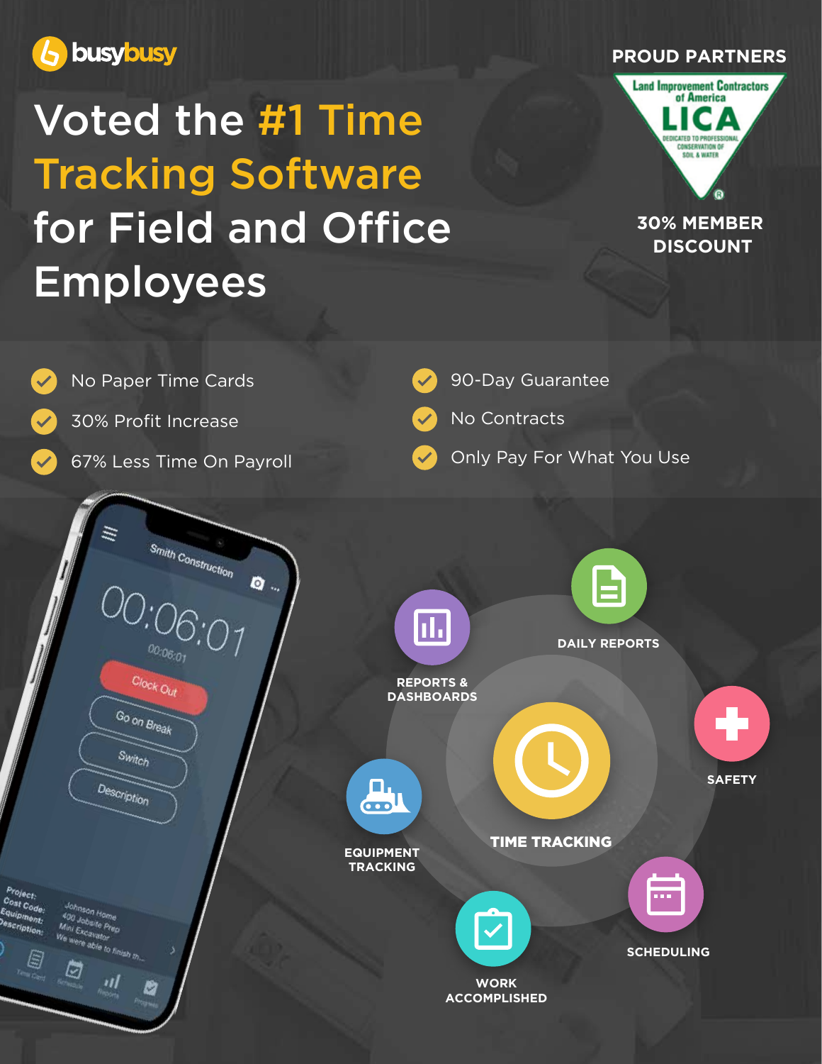busybusy

# Voted the #1 Time Tracking Software for Field and Office Employees

**PROUD PARTNERS**

Land Improvement Contractors of America
LICA
DEDICATED TO PROFESSIONAL CONSERVATION OF SOIL & WATER

**30% MEMBER DISCOUNT**

- No Paper Time Cards
- 30% Profit Increase
- 67% Less Time On Payroll
- 90-Day Guarantee
- No Contracts
- Only Pay For What You Use

Smith Construction

00:06:01

00:06:01

Clock Out

Go on Break

Switch

Description

Project: Johnson Home
Cost Code: 400 Jobsite Prep
Equipment: Mini Excavator
Description: We were able to finish th...

Time Card | Schedule | Reports | Progress

REPORTS & DASHBOARDS

DAILY REPORTS

SAFETY

TIME TRACKING

EQUIPMENT TRACKING

SCHEDULING

WORK ACCOMPLISHED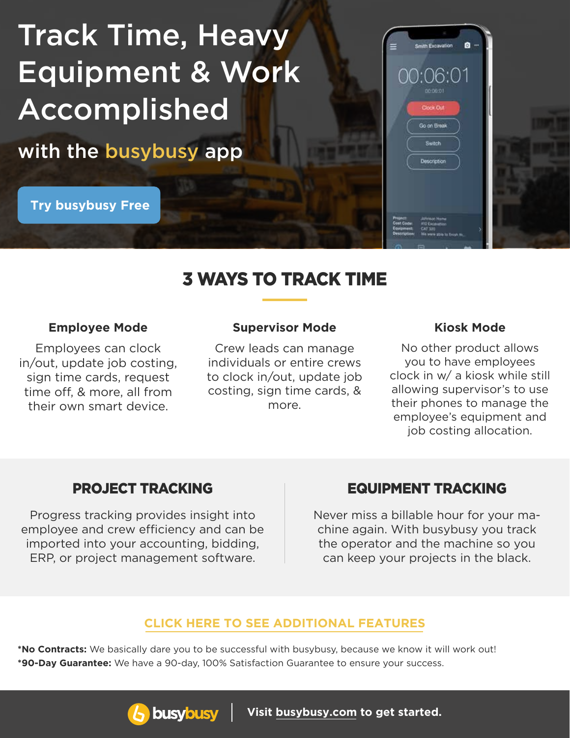# Track Time, Heavy Equipment & Work Accomplished

## with the busybusy app

Try busybusy Free

## 3 WAYS TO TRACK TIME

### Employee Mode

Employees can clock in/out, update job costing, sign time cards, request time off, & more, all from their own smart device.

### Supervisor Mode

Crew leads can manage individuals or entire crews to clock in/out, update job costing, sign time cards, & more.

### Kiosk Mode

No other product allows you to have employees clock in w/ a kiosk while still allowing supervisor's to use their phones to manage the employee's equipment and job costing allocation.

## PROJECT TRACKING

Progress tracking provides insight into employee and crew efficiency and can be imported into your accounting, bidding, ERP, or project management software.

## EQUIPMENT TRACKING

Never miss a billable hour for your machine again. With busybusy you track the operator and the machine so you can keep your projects in the black.

CLICK HERE TO SEE ADDITIONAL FEATURES

***No Contracts:** We basically dare you to be successful with busybusy, because we know it will work out!
***90-Day Guarantee:** We have a 90-day, 100% Satisfaction Guarantee to ensure your success.

busybusy | **Visit busybusy.com to get started.**